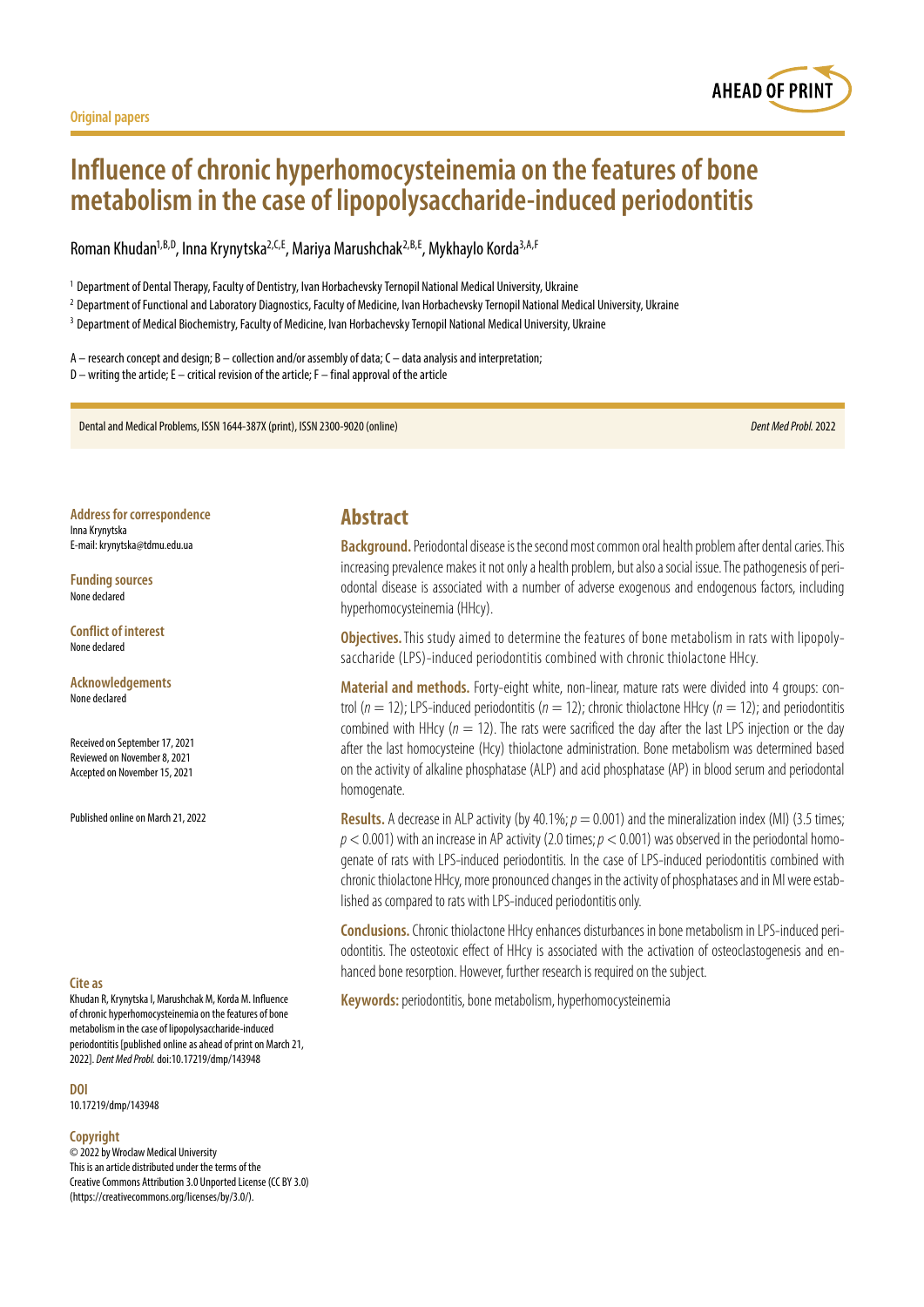Original papers

# Influence of chronic hyperhomocysteinemia on the features of bone metabolism in the case of lipopolysaccharide-induced periodontitis

Roman Khudan[1,B,D], Inna Krynytska[2,C,E], Mariya Marushchak[2,B,E], Mykhaylo Korda[3,A,F]

[1] Department of Dental Therapy, Faculty of Dentistry, Ivan Horbachevsky Ternopil National Medical University, Ukraine

[2] Department of Functional and Laboratory Diagnostics, Faculty of Medicine, Ivan Horbachevsky Ternopil National Medical University, Ukraine

[3] Department of Medical Biochemistry, Faculty of Medicine, Ivan Horbachevsky Ternopil National Medical University, Ukraine

A – research concept and design; B – collection and/or assembly of data; C – data analysis and interpretation;
D – writing the article; E – critical revision of the article; F – final approval of the article

Dental and Medical Problems, ISSN 1644-387X (print), ISSN 2300-9020 (online) *Dent Med Probl.* 2022

**Address for correspondence**
Inna Krynytska
E-mail: krynytska@tdmu.edu.ua

**Funding sources**
None declared

**Conflict of interest**
None declared

**Acknowledgements**
None declared

Received on September 17, 2021
Reviewed on November 8, 2021
Accepted on November 15, 2021

Published online on March 21, 2022

**Cite as**
Khudan R, Krynytska I, Marushchak M, Korda M. Influence of chronic hyperhomocysteinemia on the features of bone metabolism in the case of lipopolysaccharide-induced periodontitis [published online as ahead of print on March 21, 2022]. *Dent Med Probl.* doi:10.17219/dmp/143948

**DOI**
10.17219/dmp/143948

**Copyright**
© 2022 by Wroclaw Medical University
This is an article distributed under the terms of the Creative Commons Attribution 3.0 Unported License (CC BY 3.0) (https://creativecommons.org/licenses/by/3.0/).

## Abstract

**Background.** Periodontal disease is the second most common oral health problem after dental caries. This increasing prevalence makes it not only a health problem, but also a social issue. The pathogenesis of periodontal disease is associated with a number of adverse exogenous and endogenous factors, including hyperhomocysteinemia (HHcy).

**Objectives.** This study aimed to determine the features of bone metabolism in rats with lipopolysaccharide (LPS)-induced periodontitis combined with chronic thiolactone HHcy.

**Material and methods.** Forty-eight white, non-linear, mature rats were divided into 4 groups: control ($n = 12$); LPS-induced periodontitis ($n = 12$); chronic thiolactone HHcy ($n = 12$); and periodontitis combined with HHcy ($n = 12$). The rats were sacrificed the day after the last LPS injection or the day after the last homocysteine (Hcy) thiolactone administration. Bone metabolism was determined based on the activity of alkaline phosphatase (ALP) and acid phosphatase (AP) in blood serum and periodontal homogenate.

**Results.** A decrease in ALP activity (by 40.1%; $p = 0.001$) and the mineralization index (MI) (3.5 times; $p < 0.001$) with an increase in AP activity (2.0 times; $p < 0.001$) was observed in the periodontal homogenate of rats with LPS-induced periodontitis. In the case of LPS-induced periodontitis combined with chronic thiolactone HHcy, more pronounced changes in the activity of phosphatases and in MI were established as compared to rats with LPS-induced periodontitis only.

**Conclusions.** Chronic thiolactone HHcy enhances disturbances in bone metabolism in LPS-induced periodontitis. The osteotoxic effect of HHcy is associated with the activation of osteoclastogenesis and enhanced bone resorption. However, further research is required on the subject.

**Keywords:** periodontitis, bone metabolism, hyperhomocysteinemia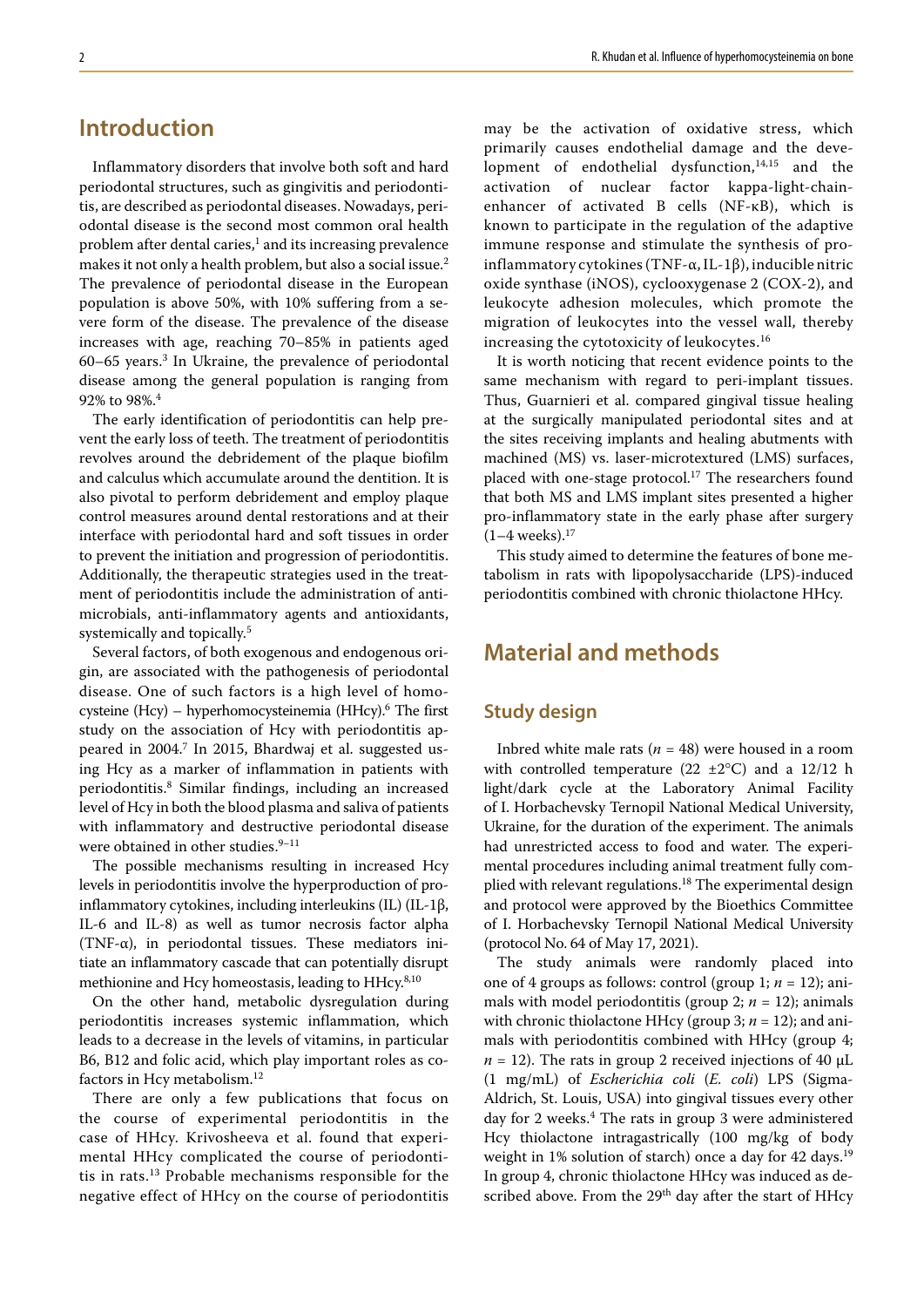## Introduction

Inflammatory disorders that involve both soft and hard periodontal structures, such as gingivitis and periodontitis, are described as periodontal diseases. Nowadays, periodontal disease is the second most common oral health problem after dental caries,[1] and its increasing prevalence makes it not only a health problem, but also a social issue.[2] The prevalence of periodontal disease in the European population is above 50%, with 10% suffering from a severe form of the disease. The prevalence of the disease increases with age, reaching 70–85% in patients aged 60–65 years.[3] In Ukraine, the prevalence of periodontal disease among the general population is ranging from 92% to 98%.[4]

The early identification of periodontitis can help prevent the early loss of teeth. The treatment of periodontitis revolves around the debridement of the plaque biofilm and calculus which accumulate around the dentition. It is also pivotal to perform debridement and employ plaque control measures around dental restorations and at their interface with periodontal hard and soft tissues in order to prevent the initiation and progression of periodontitis. Additionally, the therapeutic strategies used in the treatment of periodontitis include the administration of antimicrobials, anti-inflammatory agents and antioxidants, systemically and topically.[5]

Several factors, of both exogenous and endogenous origin, are associated with the pathogenesis of periodontal disease. One of such factors is a high level of homocysteine (Hcy) – hyperhomocysteinemia (HHcy).[6] The first study on the association of Hcy with periodontitis appeared in 2004.[7] In 2015, Bhardwaj et al. suggested using Hcy as a marker of inflammation in patients with periodontitis.[8] Similar findings, including an increased level of Hcy in both the blood plasma and saliva of patients with inflammatory and destructive periodontal disease were obtained in other studies.[9–11]

The possible mechanisms resulting in increased Hcy levels in periodontitis involve the hyperproduction of proinflammatory cytokines, including interleukins (IL) (IL-1β, IL-6 and IL-8) as well as tumor necrosis factor alpha (TNF-α), in periodontal tissues. These mediators initiate an inflammatory cascade that can potentially disrupt methionine and Hcy homeostasis, leading to HHcy.[8,10]

On the other hand, metabolic dysregulation during periodontitis increases systemic inflammation, which leads to a decrease in the levels of vitamins, in particular B6, B12 and folic acid, which play important roles as cofactors in Hcy metabolism.[12]

There are only a few publications that focus on the course of experimental periodontitis in the case of HHcy. Krivosheeva et al. found that experimental HHcy complicated the course of periodontitis in rats.[13] Probable mechanisms responsible for the negative effect of HHcy on the course of periodontitis may be the activation of oxidative stress, which primarily causes endothelial damage and the development of endothelial dysfunction,[14,15] and the activation of nuclear factor kappa-light-chain-enhancer of activated B cells (NF-κB), which is known to participate in the regulation of the adaptive immune response and stimulate the synthesis of proinflammatory cytokines (TNF-α, IL-1β), inducible nitric oxide synthase (iNOS), cyclooxygenase 2 (COX-2), and leukocyte adhesion molecules, which promote the migration of leukocytes into the vessel wall, thereby increasing the cytotoxicity of leukocytes.[16]

It is worth noticing that recent evidence points to the same mechanism with regard to peri-implant tissues. Thus, Guarnieri et al. compared gingival tissue healing at the surgically manipulated periodontal sites and at the sites receiving implants and healing abutments with machined (MS) vs. laser-microtextured (LMS) surfaces, placed with one-stage protocol.[17] The researchers found that both MS and LMS implant sites presented a higher pro-inflammatory state in the early phase after surgery (1–4 weeks).[17]

This study aimed to determine the features of bone metabolism in rats with lipopolysaccharide (LPS)-induced periodontitis combined with chronic thiolactone HHcy.

## Material and methods

### Study design

Inbred white male rats ($n = 48$) were housed in a room with controlled temperature (22 ±2°C) and a 12/12 h light/dark cycle at the Laboratory Animal Facility of I. Horbachevsky Ternopil National Medical University, Ukraine, for the duration of the experiment. The animals had unrestricted access to food and water. The experimental procedures including animal treatment fully complied with relevant regulations.[18] The experimental design and protocol were approved by the Bioethics Committee of I. Horbachevsky Ternopil National Medical University (protocol No. 64 of May 17, 2021).

The study animals were randomly placed into one of 4 groups as follows: control (group 1; $n = 12$); animals with model periodontitis (group 2; $n = 12$); animals with chronic thiolactone HHcy (group 3; $n = 12$); and animals with periodontitis combined with HHcy (group 4; $n = 12$). The rats in group 2 received injections of 40 μL (1 mg/mL) of *Escherichia coli* (*E. coli*) LPS (Sigma-Aldrich, St. Louis, USA) into gingival tissues every other day for 2 weeks.[4] The rats in group 3 were administered Hcy thiolactone intragastrically (100 mg/kg of body weight in 1% solution of starch) once a day for 42 days.[19] In group 4, chronic thiolactone HHcy was induced as described above. From the 29th day after the start of HHcy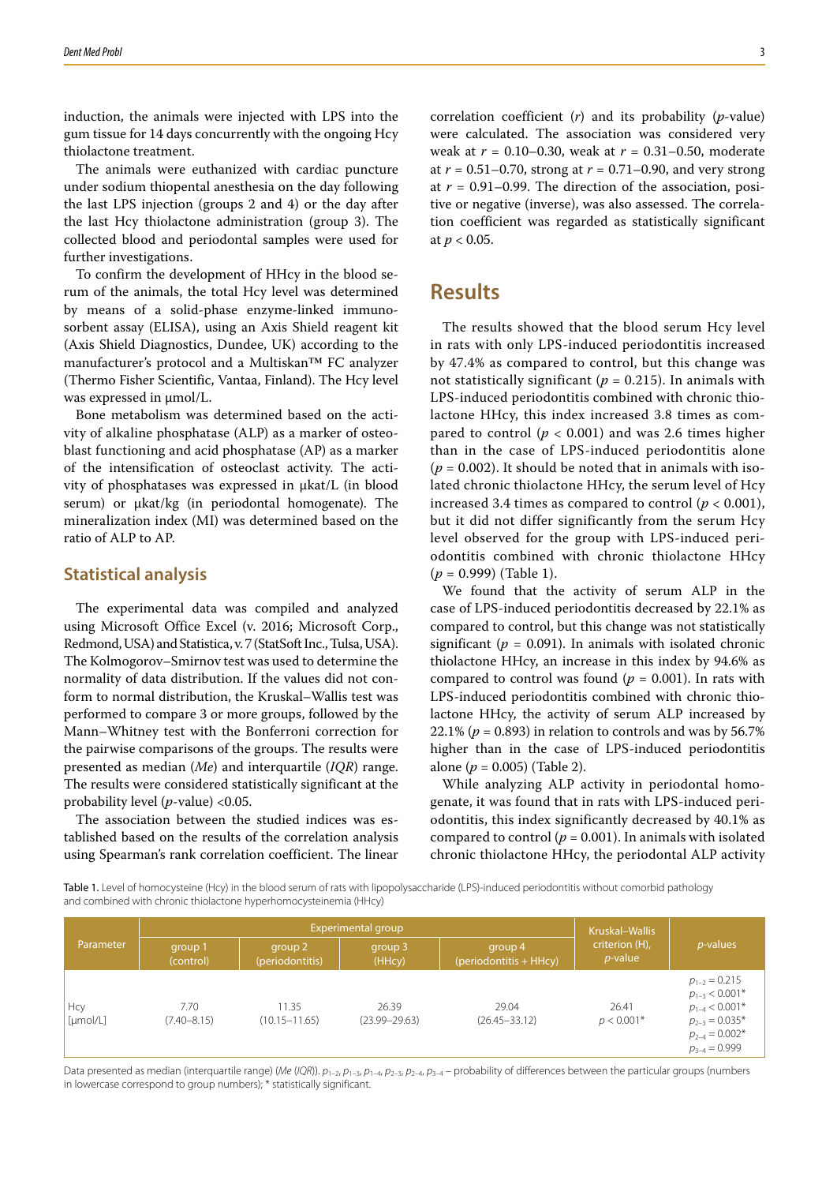induction, the animals were injected with LPS into the gum tissue for 14 days concurrently with the ongoing Hcy thiolactone treatment.

The animals were euthanized with cardiac puncture under sodium thiopental anesthesia on the day following the last LPS injection (groups 2 and 4) or the day after the last Hcy thiolactone administration (group 3). The collected blood and periodontal samples were used for further investigations.

To confirm the development of HHcy in the blood serum of the animals, the total Hcy level was determined by means of a solid-phase enzyme-linked immunosorbent assay (ELISA), using an Axis Shield reagent kit (Axis Shield Diagnostics, Dundee, UK) according to the manufacturer's protocol and a Multiskan™ FC analyzer (Thermo Fisher Scientific, Vantaa, Finland). The Hcy level was expressed in μmol/L.

Bone metabolism was determined based on the activity of alkaline phosphatase (ALP) as a marker of osteoblast functioning and acid phosphatase (AP) as a marker of the intensification of osteoclast activity. The activity of phosphatases was expressed in μkat/L (in blood serum) or μkat/kg (in periodontal homogenate). The mineralization index (MI) was determined based on the ratio of ALP to AP.

## Statistical analysis

The experimental data was compiled and analyzed using Microsoft Office Excel (v. 2016; Microsoft Corp., Redmond, USA) and Statistica, v. 7 (StatSoft Inc., Tulsa, USA). The Kolmogorov–Smirnov test was used to determine the normality of data distribution. If the values did not conform to normal distribution, the Kruskal–Wallis test was performed to compare 3 or more groups, followed by the Mann–Whitney test with the Bonferroni correction for the pairwise comparisons of the groups. The results were presented as median (*Me*) and interquartile (*IQR*) range. The results were considered statistically significant at the probability level ($p$-value) <0.05.

The association between the studied indices was established based on the results of the correlation analysis using Spearman's rank correlation coefficient. The linear correlation coefficient ($r$) and its probability ($p$-value) were calculated. The association was considered very weak at $r = 0.10–0.30$, weak at $r = 0.31–0.50$, moderate at $r = 0.51–0.70$, strong at $r = 0.71–0.90$, and very strong at $r = 0.91–0.99$. The direction of the association, positive or negative (inverse), was also assessed. The correlation coefficient was regarded as statistically significant at $p < 0.05$.

# Results

The results showed that the blood serum Hcy level in rats with only LPS-induced periodontitis increased by 47.4% as compared to control, but this change was not statistically significant ($p = 0.215$). In animals with LPS-induced periodontitis combined with chronic thiolactone HHcy, this index increased 3.8 times as compared to control ($p < 0.001$) and was 2.6 times higher than in the case of LPS-induced periodontitis alone ($p = 0.002$). It should be noted that in animals with isolated chronic thiolactone HHcy, the serum level of Hcy increased 3.4 times as compared to control ($p < 0.001$), but it did not differ significantly from the serum Hcy level observed for the group with LPS-induced periodontitis combined with chronic thiolactone HHcy ($p = 0.999$) (Table 1).

We found that the activity of serum ALP in the case of LPS-induced periodontitis decreased by 22.1% as compared to control, but this change was not statistically significant ($p = 0.091$). In animals with isolated chronic thiolactone HHcy, an increase in this index by 94.6% as compared to control was found ($p = 0.001$). In rats with LPS-induced periodontitis combined with chronic thiolactone HHcy, the activity of serum ALP increased by 22.1% ($p = 0.893$) in relation to controls and was by 56.7% higher than in the case of LPS-induced periodontitis alone ($p = 0.005$) (Table 2).

While analyzing ALP activity in periodontal homogenate, it was found that in rats with LPS-induced periodontitis, this index significantly decreased by 40.1% as compared to control ($p = 0.001$). In animals with isolated chronic thiolactone HHcy, the periodontal ALP activity

Table 1. Level of homocysteine (Hcy) in the blood serum of rats with lipopolysaccharide (LPS)-induced periodontitis without comorbid pathology and combined with chronic thiolactone hyperhomocysteinemia (HHcy)

| Parameter | Experimental group | | | | Kruskal–Wallis criterion (H), $p$-value | $p$-values |
|---|---|---|---|---|---|---|
| | group 1 (control) | group 2 (periodontitis) | group 3 (HHcy) | group 4 (periodontitis + HHcy) | | |
| Hcy [μmol/L] | 7.70 (7.40–8.15) | 11.35 (10.15–11.65) | 26.39 (23.99–29.63) | 29.04 (26.45–33.12) | 26.41 $p < 0.001$* | $p_{1-2} = 0.215$ $p_{1-3} < 0.001$* $p_{1-4} < 0.001$* $p_{2-3} = 0.035$* $p_{2-4} = 0.002$* $p_{3-4} = 0.999$ |

Data presented as median (interquartile range) (*Me* (*IQR*)). $p_{1-2}$, $p_{1-3}$, $p_{1-4}$, $p_{2-3}$, $p_{2-4}$, $p_{3-4}$ – probability of differences between the particular groups (numbers in lowercase correspond to group numbers); * statistically significant.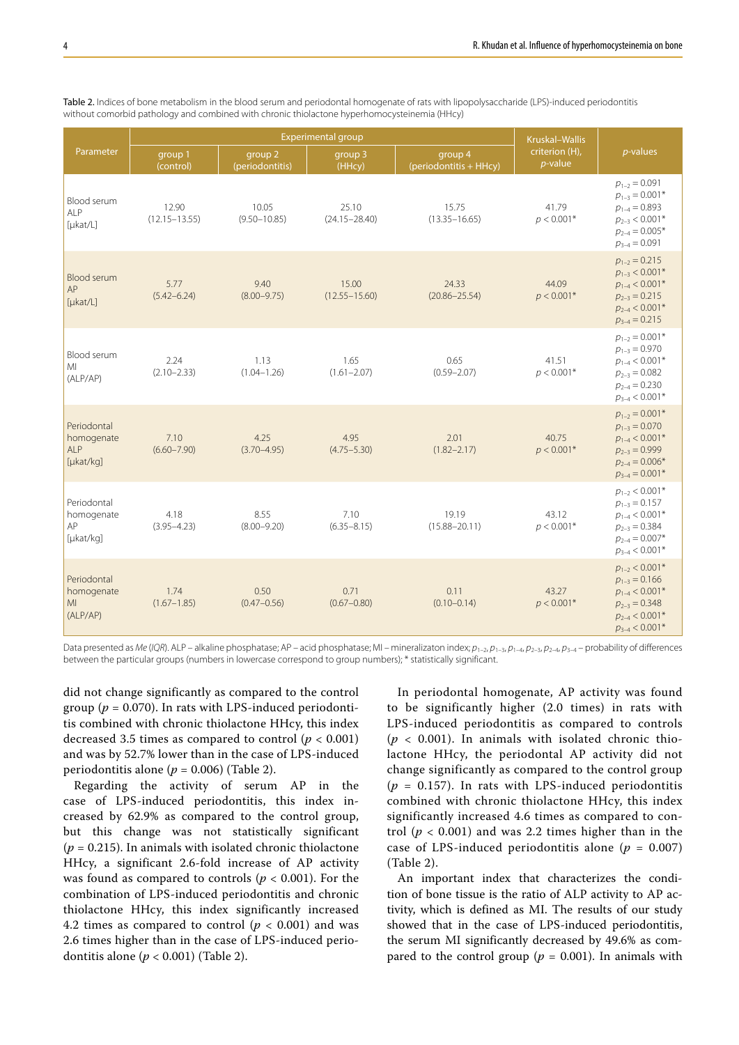Table 2. Indices of bone metabolism in the blood serum and periodontal homogenate of rats with lipopolysaccharide (LPS)-induced periodontitis without comorbid pathology and combined with chronic thiolactone hyperhomocysteinemia (HHcy)

| Parameter | Experimental group | | | | Kruskal–Wallis criterion (H), *p*-value | *p*-values |
|---|---|---|---|---|---|---|
| | group 1 (control) | group 2 (periodontitis) | group 3 (HHcy) | group 4 (periodontitis + HHcy) | | |
| Blood serum ALP [μkat/L] | 12.90 (12.15–13.55) | 10.05 (9.50–10.85) | 25.10 (24.15–28.40) | 15.75 (13.35–16.65) | 41.79 $p < 0.001$* | $p_{1-2} = 0.091$ $p_{1-3} = 0.001$* $p_{1-4} = 0.893$ $p_{2-3} < 0.001$* $p_{2-4} = 0.005$* $p_{3-4} = 0.091$ |
| Blood serum AP [μkat/L] | 5.77 (5.42–6.24) | 9.40 (8.00–9.75) | 15.00 (12.55–15.60) | 24.33 (20.86–25.54) | 44.09 $p < 0.001$* | $p_{1-2} = 0.215$ $p_{1-3} < 0.001$* $p_{1-4} < 0.001$* $p_{2-3} = 0.215$ $p_{2-4} < 0.001$* $p_{3-4} = 0.215$ |
| Blood serum MI (ALP/AP) | 2.24 (2.10–2.33) | 1.13 (1.04–1.26) | 1.65 (1.61–2.07) | 0.65 (0.59–2.07) | 41.51 $p < 0.001$* | $p_{1-2} = 0.001$* $p_{1-3} = 0.970$ $p_{1-4} < 0.001$* $p_{2-3} = 0.082$ $p_{2-4} = 0.230$ $p_{3-4} < 0.001$* |
| Periodontal homogenate ALP [μkat/kg] | 7.10 (6.60–7.90) | 4.25 (3.70–4.95) | 4.95 (4.75–5.30) | 2.01 (1.82–2.17) | 40.75 $p < 0.001$* | $p_{1-2} = 0.001$* $p_{1-3} = 0.070$ $p_{1-4} < 0.001$* $p_{2-3} = 0.999$ $p_{2-4} = 0.006$* $p_{3-4} = 0.001$* |
| Periodontal homogenate AP [μkat/kg] | 4.18 (3.95–4.23) | 8.55 (8.00–9.20) | 7.10 (6.35–8.15) | 19.19 (15.88–20.11) | 43.12 $p < 0.001$* | $p_{1-2} < 0.001$* $p_{1-3} = 0.157$ $p_{1-4} < 0.001$* $p_{2-3} = 0.384$ $p_{2-4} = 0.007$* $p_{3-4} < 0.001$* |
| Periodontal homogenate MI (ALP/AP) | 1.74 (1.67–1.85) | 0.50 (0.47–0.56) | 0.71 (0.67–0.80) | 0.11 (0.10–0.14) | 43.27 $p < 0.001$* | $p_{1-2} < 0.001$* $p_{1-3} = 0.166$ $p_{1-4} < 0.001$* $p_{2-3} = 0.348$ $p_{2-4} < 0.001$* $p_{3-4} < 0.001$* |

Data presented as *Me* (*IQR*). ALP – alkaline phosphatase; AP – acid phosphatase; MI – mineralizaton index; $p_{1-2}$, $p_{1-3}$, $p_{1-4}$, $p_{2-3}$, $p_{2-4}$, $p_{3-4}$ – probability of differences between the particular groups (numbers in lowercase correspond to group numbers); * statistically significant.

did not change significantly as compared to the control group ($p = 0.070$). In rats with LPS-induced periodontitis combined with chronic thiolactone HHcy, this index decreased 3.5 times as compared to control ($p < 0.001$) and was by 52.7% lower than in the case of LPS-induced periodontitis alone ($p = 0.006$) (Table 2).

Regarding the activity of serum AP in the case of LPS-induced periodontitis, this index increased by 62.9% as compared to the control group, but this change was not statistically significant ($p = 0.215$). In animals with isolated chronic thiolactone HHcy, a significant 2.6-fold increase of AP activity was found as compared to controls ($p < 0.001$). For the combination of LPS-induced periodontitis and chronic thiolactone HHcy, this index significantly increased 4.2 times as compared to control ($p < 0.001$) and was 2.6 times higher than in the case of LPS-induced periodontitis alone ($p < 0.001$) (Table 2).

In periodontal homogenate, AP activity was found to be significantly higher (2.0 times) in rats with LPS-induced periodontitis as compared to controls ($p < 0.001$). In animals with isolated chronic thiolactone HHcy, the periodontal AP activity did not change significantly as compared to the control group ($p = 0.157$). In rats with LPS-induced periodontitis combined with chronic thiolactone HHcy, this index significantly increased 4.6 times as compared to control ($p < 0.001$) and was 2.2 times higher than in the case of LPS-induced periodontitis alone ($p = 0.007$) (Table 2).

An important index that characterizes the condition of bone tissue is the ratio of ALP activity to AP activity, which is defined as MI. The results of our study showed that in the case of LPS-induced periodontitis, the serum MI significantly decreased by 49.6% as compared to the control group ($p = 0.001$). In animals with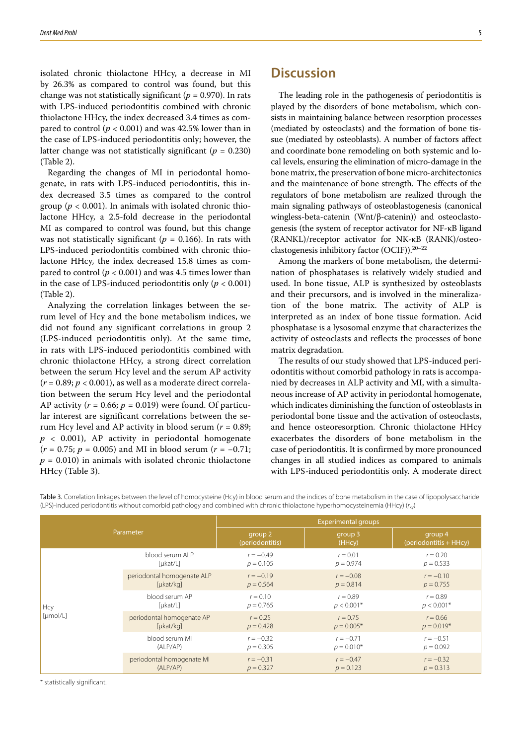isolated chronic thiolactone HHcy, a decrease in MI by 26.3% as compared to control was found, but this change was not statistically significant ($p = 0.970$). In rats with LPS-induced periodontitis combined with chronic thiolactone HHcy, the index decreased 3.4 times as compared to control ($p < 0.001$) and was 42.5% lower than in the case of LPS-induced periodontitis only; however, the latter change was not statistically significant ($p = 0.230$) (Table 2).

Regarding the changes of MI in periodontal homogenate, in rats with LPS-induced periodontitis, this index decreased 3.5 times as compared to the control group ($p < 0.001$). In animals with isolated chronic thiolactone HHcy, a 2.5-fold decrease in the periodontal MI as compared to control was found, but this change was not statistically significant ($p = 0.166$). In rats with LPS-induced periodontitis combined with chronic thiolactone HHcy, the index decreased 15.8 times as compared to control ($p < 0.001$) and was 4.5 times lower than in the case of LPS-induced periodontitis only ($p < 0.001$) (Table 2).

Analyzing the correlation linkages between the serum level of Hcy and the bone metabolism indices, we did not found any significant correlations in group 2 (LPS-induced periodontitis only). At the same time, in rats with LPS-induced periodontitis combined with chronic thiolactone HHcy, a strong direct correlation between the serum Hcy level and the serum AP activity ($r = 0.89$; $p < 0.001$), as well as a moderate direct correlation between the serum Hcy level and the periodontal AP activity ($r = 0.66$; $p = 0.019$) were found. Of particular interest are significant correlations between the serum Hcy level and AP activity in blood serum ($r = 0.89$; $p < 0.001$), AP activity in periodontal homogenate ($r = 0.75$; $p = 0.005$) and MI in blood serum ($r = -0.71$; $p = 0.010$) in animals with isolated chronic thiolactone HHcy (Table 3).

# Discussion

The leading role in the pathogenesis of periodontitis is played by the disorders of bone metabolism, which consists in maintaining balance between resorption processes (mediated by osteoclasts) and the formation of bone tissue (mediated by osteoblasts). A number of factors affect and coordinate bone remodeling on both systemic and local levels, ensuring the elimination of micro-damage in the bone matrix, the preservation of bone micro-architectonics and the maintenance of bone strength. The effects of the regulators of bone metabolism are realized through the main signaling pathways of osteoblastogenesis (canonical wingless-beta-catenin (Wnt/β-catenin)) and osteoclastogenesis (the system of receptor activator for NF-κB ligand (RANKL)/receptor activator for NK-κB (RANK)/osteoclastogenesis inhibitory factor (OCIF)).[20–22]

Among the markers of bone metabolism, the determination of phosphatases is relatively widely studied and used. In bone tissue, ALP is synthesized by osteoblasts and their precursors, and is involved in the mineralization of the bone matrix. The activity of ALP is interpreted as an index of bone tissue formation. Acid phosphatase is a lysosomal enzyme that characterizes the activity of osteoclasts and reflects the processes of bone matrix degradation.

The results of our study showed that LPS-induced periodontitis without comorbid pathology in rats is accompanied by decreases in ALP activity and MI, with a simultaneous increase of AP activity in periodontal homogenate, which indicates diminishing the function of osteoblasts in periodontal bone tissue and the activation of osteoclasts, and hence osteoresorption. Chronic thiolactone HHcy exacerbates the disorders of bone metabolism in the case of periodontitis. It is confirmed by more pronounced changes in all studied indices as compared to animals with LPS-induced periodontitis only. A moderate direct

Table 3. Correlation linkages between the level of homocysteine (Hcy) in blood serum and the indices of bone metabolism in the case of lipopolysaccharide (LPS)-induced periodontitis without comorbid pathology and combined with chronic thiolactone hyperhomocysteinemia (HHcy) ($r_{xy}$)

| Parameter | | Experimental groups | | |
|---|---|---|---|---|
| | | group 2 (periodontitis) | group 3 (HHcy) | group 4 (periodontitis + HHcy) |
| Hcy [μmol/L] | blood serum ALP [μkat/L] | $r = -0.49$ $p = 0.105$ | $r = 0.01$ $p = 0.974$ | $r = 0.20$ $p = 0.533$ |
| | periodontal homogenate ALP [μkat/kg] | $r = -0.19$ $p = 0.564$ | $r = -0.08$ $p = 0.814$ | $r = -0.10$ $p = 0.755$ |
| | blood serum AP [μkat/L] | $r = 0.10$ $p = 0.765$ | $r = 0.89$ $p < 0.001$* | $r = 0.89$ $p < 0.001$* |
| | periodontal homogenate AP [μkat/kg] | $r = 0.25$ $p = 0.428$ | $r = 0.75$ $p = 0.005$* | $r = 0.66$ $p = 0.019$* |
| | blood serum MI (ALP/AP) | $r = -0.32$ $p = 0.305$ | $r = -0.71$ $p = 0.010$* | $r = -0.51$ $p = 0.092$ |
| | periodontal homogenate MI (ALP/AP) | $r = -0.31$ $p = 0.327$ | $r = -0.47$ $p = 0.123$ | $r = -0.32$ $p = 0.313$ |

* statistically significant.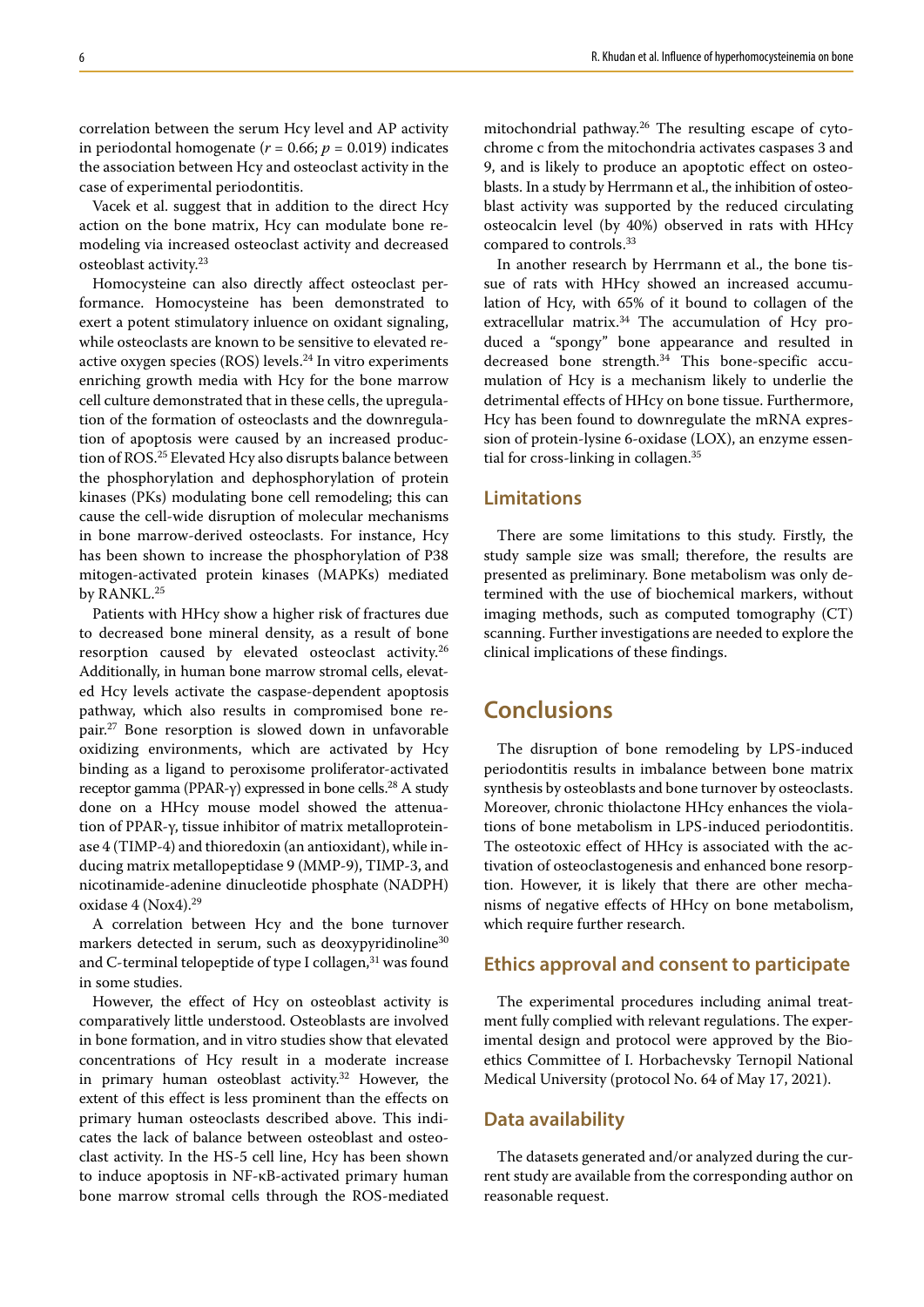correlation between the serum Hcy level and AP activity in periodontal homogenate ($r = 0.66$; $p = 0.019$) indicates the association between Hcy and osteoclast activity in the case of experimental periodontitis.

Vacek et al. suggest that in addition to the direct Hcy action on the bone matrix, Hcy can modulate bone remodeling via increased osteoclast activity and decreased osteoblast activity.[23]

Homocysteine can also directly affect osteoclast performance. Homocysteine has been demonstrated to exert a potent stimulatory inluence on oxidant signaling, while osteoclasts are known to be sensitive to elevated reactive oxygen species (ROS) levels.[24] In vitro experiments enriching growth media with Hcy for the bone marrow cell culture demonstrated that in these cells, the upregulation of the formation of osteoclasts and the downregulation of apoptosis were caused by an increased production of ROS.[25] Elevated Hcy also disrupts balance between the phosphorylation and dephosphorylation of protein kinases (PKs) modulating bone cell remodeling; this can cause the cell-wide disruption of molecular mechanisms in bone marrow-derived osteoclasts. For instance, Hcy has been shown to increase the phosphorylation of P38 mitogen-activated protein kinases (MAPKs) mediated by RANKL.[25]

Patients with HHcy show a higher risk of fractures due to decreased bone mineral density, as a result of bone resorption caused by elevated osteoclast activity.[26] Additionally, in human bone marrow stromal cells, elevated Hcy levels activate the caspase-dependent apoptosis pathway, which also results in compromised bone repair.[27] Bone resorption is slowed down in unfavorable oxidizing environments, which are activated by Hcy binding as a ligand to peroxisome proliferator-activated receptor gamma (PPAR-γ) expressed in bone cells.[28] A study done on a HHcy mouse model showed the attenuation of PPAR-γ, tissue inhibitor of matrix metalloproteinase 4 (TIMP-4) and thioredoxin (an antioxidant), while inducing matrix metallopeptidase 9 (MMP-9), TIMP-3, and nicotinamide-adenine dinucleotide phosphate (NADPH) oxidase 4 (Nox4).[29]

A correlation between Hcy and the bone turnover markers detected in serum, such as deoxypyridinoline[30] and C-terminal telopeptide of type I collagen,[31] was found in some studies.

However, the effect of Hcy on osteoblast activity is comparatively little understood. Osteoblasts are involved in bone formation, and in vitro studies show that elevated concentrations of Hcy result in a moderate increase in primary human osteoblast activity.[32] However, the extent of this effect is less prominent than the effects on primary human osteoclasts described above. This indicates the lack of balance between osteoblast and osteoclast activity. In the HS-5 cell line, Hcy has been shown to induce apoptosis in NF-κB-activated primary human bone marrow stromal cells through the ROS-mediated mitochondrial pathway.[26] The resulting escape of cytochrome c from the mitochondria activates caspases 3 and 9, and is likely to produce an apoptotic effect on osteoblasts. In a study by Herrmann et al., the inhibition of osteoblast activity was supported by the reduced circulating osteocalcin level (by 40%) observed in rats with HHcy compared to controls.[33]

In another research by Herrmann et al., the bone tissue of rats with HHcy showed an increased accumulation of Hcy, with 65% of it bound to collagen of the extracellular matrix.[34] The accumulation of Hcy produced a "spongy" bone appearance and resulted in decreased bone strength.[34] This bone-specific accumulation of Hcy is a mechanism likely to underlie the detrimental effects of HHcy on bone tissue. Furthermore, Hcy has been found to downregulate the mRNA expression of protein-lysine 6-oxidase (LOX), an enzyme essential for cross-linking in collagen.[35]

## Limitations

There are some limitations to this study. Firstly, the study sample size was small; therefore, the results are presented as preliminary. Bone metabolism was only determined with the use of biochemical markers, without imaging methods, such as computed tomography (CT) scanning. Further investigations are needed to explore the clinical implications of these findings.

# Conclusions

The disruption of bone remodeling by LPS-induced periodontitis results in imbalance between bone matrix synthesis by osteoblasts and bone turnover by osteoclasts. Moreover, chronic thiolactone HHcy enhances the violations of bone metabolism in LPS-induced periodontitis. The osteotoxic effect of HHcy is associated with the activation of osteoclastogenesis and enhanced bone resorption. However, it is likely that there are other mechanisms of negative effects of HHcy on bone metabolism, which require further research.

## Ethics approval and consent to participate

The experimental procedures including animal treatment fully complied with relevant regulations. The experimental design and protocol were approved by the Bioethics Committee of I. Horbachevsky Ternopil National Medical University (protocol No. 64 of May 17, 2021).

## Data availability

The datasets generated and/or analyzed during the current study are available from the corresponding author on reasonable request.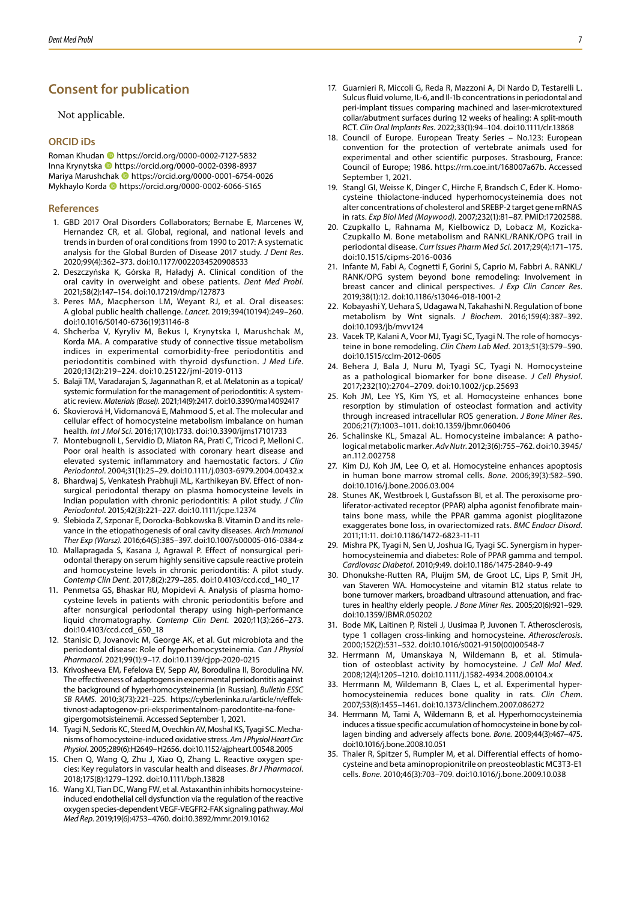## Consent for publication

Not applicable.

### ORCID iDs

Roman Khudan https://orcid.org/0000-0002-7127-5832
Inna Krynytska https://orcid.org/0000-0002-0398-8937
Mariya Marushchak https://orcid.org/0000-0001-6754-0026
Mykhaylo Korda https://orcid.org/0000-0002-6066-5165

### References

1. GBD 2017 Oral Disorders Collaborators; Bernabe E, Marcenes W, Hernandez CR, et al. Global, regional, and national levels and trends in burden of oral conditions from 1990 to 2017: A systematic analysis for the Global Burden of Disease 2017 study. *J Dent Res*. 2020;99(4):362–373. doi:10.1177/0022034520908533
2. Deszczyńska K, Górska R, Haładyj A. Clinical condition of the oral cavity in overweight and obese patients. *Dent Med Probl*. 2021;58(2):147–154. doi:10.17219/dmp/127873
3. Peres MA, Macpherson LM, Weyant RJ, et al. Oral diseases: A global public health challenge. *Lancet*. 2019;394(10194):249–260. doi:10.1016/S0140-6736(19)31146-8
4. Shcherba V, Kyryliv M, Bekus I, Krynytska I, Marushchak M, Korda MA. A comparative study of connective tissue metabolism indices in experimental comorbidity-free periodontitis and periodontitis combined with thyroid dysfunction. *J Med Life*. 2020;13(2):219–224. doi:10.25122/jml-2019-0113
5. Balaji TM, Varadarajan S, Jagannathan R, et al. Melatonin as a topical/systemic formulation for the management of periodontitis: A systematic review. *Materials (Basel)*. 2021;14(9):2417. doi:10.3390/ma14092417
6. Škovierová H, Vidomanová E, Mahmood S, et al. The molecular and cellular effect of homocysteine metabolism imbalance on human health. *Int J Mol Sci*. 2016;17(10):1733. doi:10.3390/ijms17101733
7. Montebugnoli L, Servidio D, Miaton RA, Prati C, Tricoci P, Melloni C. Poor oral health is associated with coronary heart disease and elevated systemic inflammatory and haemostatic factors. *J Clin Periodontol*. 2004;31(1):25–29. doi:10.1111/j.0303-6979.2004.00432.x
8. Bhardwaj S, Venkatesh Prabhuji ML, Karthikeyan BV. Effect of non-surgical periodontal therapy on plasma homocysteine levels in Indian population with chronic periodontitis: A pilot study. *J Clin Periodontol*. 2015;42(3):221–227. doi:10.1111/jcpe.12374
9. Ślebioda Z, Szponar E, Dorocka-Bobkowska B. Vitamin D and its relevance in the etiopathogenesis of oral cavity diseases. *Arch Immunol Ther Exp (Warsz)*. 2016;64(5):385–397. doi:10.1007/s00005-016-0384-z
10. Mallapragada S, Kasana J, Agrawal P. Effect of nonsurgical periodontal therapy on serum highly sensitive capsule reactive protein and homocysteine levels in chronic periodontitis: A pilot study. *Contemp Clin Dent*. 2017;8(2):279–285. doi:10.4103/ccd.ccd_140_17
11. Penmetsa GS, Bhaskar RU, Mopidevi A. Analysis of plasma homocysteine levels in patients with chronic periodontitis before and after nonsurgical periodontal therapy using high-performance liquid chromatography. *Contemp Clin Dent*. 2020;11(3):266–273. doi:10.4103/ccd.ccd_650_18
12. Stanisic D, Jovanovic M, George AK, et al. Gut microbiota and the periodontal disease: Role of hyperhomocysteinemia. *Can J Physiol Pharmacol*. 2021;99(1):9–17. doi:10.1139/cjpp-2020-0215
13. Krivosheeva EM, Fefelova EV, Sepp AV, Borodulina II, Borodulina NV. The effectiveness of adaptogens in experimental periodontitis against the background of hyperhomocysteinemia [in Russian]. *Bulletin ESSC SB RAMS*. 2010;3(73):221–225. https://cyberleninka.ru/article/n/effektivnost-adaptogenov-pri-eksperimentalnom-parodontite-na-fone-gipergomotsisteinemii. Accessed September 1, 2021.
14. Tyagi N, Sedoris KC, Steed M, Ovechkin AV, Moshal KS, Tyagi SC. Mechanisms of homocysteine-induced oxidative stress. *Am J Physiol Heart Circ Physiol*. 2005;289(6):H2649–H2656. doi:10.1152/ajpheart.00548.2005
15. Chen Q, Wang Q, Zhu J, Xiao Q, Zhang L. Reactive oxygen species: Key regulators in vascular health and diseases. *Br J Pharmacol*. 2018;175(8):1279–1292. doi:10.1111/bph.13828
16. Wang XJ, Tian DC, Wang FW, et al. Astaxanthin inhibits homocysteine-induced endothelial cell dysfunction via the regulation of the reactive oxygen species-dependent VEGF-VEGFR2-FAK signaling pathway. *Mol Med Rep*. 2019;19(6):4753–4760. doi:10.3892/mmr.2019.10162
17. Guarnieri R, Miccoli G, Reda R, Mazzoni A, Di Nardo D, Testarelli L. Sulcus fluid volume, IL-6, and Il-1b concentrations in periodontal and peri-implant tissues comparing machined and laser-microtextured collar/abutment surfaces during 12 weeks of healing: A split-mouth RCT. *Clin Oral Implants Res*. 2022;33(1):94–104. doi:10.1111/clr.13868
18. Council of Europe. European Treaty Series – No.123: European convention for the protection of vertebrate animals used for experimental and other scientific purposes. Strasbourg, France: Council of Europe; 1986. https://rm.coe.int/168007a67b. Accessed September 1, 2021.
19. Stangl GI, Weisse K, Dinger C, Hirche F, Brandsch C, Eder K. Homocysteine thiolactone-induced hyperhomocysteinemia does not alter concentrations of cholesterol and SREBP-2 target gene mRNAS in rats. *Exp Biol Med (Maywood)*. 2007;232(1):81–87. PMID:17202588.
20. Czupkallo L, Rahnama M, Kielbowicz D, Lobacz M, Kozicka-Czupkallo M. Bone metabolism and RANKL/RANK/OPG trail in periodontal disease. *Curr Issues Pharm Med Sci*. 2017;29(4):171–175. doi:10.1515/cipms-2016-0036
21. Infante M, Fabi A, Cognetti F, Gorini S, Caprio M, Fabbri A. RANKL/RANK/OPG system beyond bone remodeling: Involvement in breast cancer and clinical perspectives. *J Exp Clin Cancer Res*. 2019;38(1):12. doi:10.1186/s13046-018-1001-2
22. Kobayashi Y, Uehara S, Udagawa N, Takahashi N. Regulation of bone metabolism by Wnt signals. *J Biochem*. 2016;159(4):387–392. doi:10.1093/jb/mvv124
23. Vacek TP, Kalani A, Voor MJ, Tyagi SC, Tyagi N. The role of homocysteine in bone remodeling. *Clin Chem Lab Med*. 2013;51(3):579–590. doi:10.1515/cclm-2012-0605
24. Behera J, Bala J, Nuru M, Tyagi SC, Tyagi N. Homocysteine as a pathological biomarker for bone disease. *J Cell Physiol*. 2017;232(10):2704–2709. doi:10.1002/jcp.25693
25. Koh JM, Lee YS, Kim YS, et al. Homocysteine enhances bone resorption by stimulation of osteoclast formation and activity through increased intracellular ROS generation. *J Bone Miner Res*. 2006;21(7):1003–1011. doi:10.1359/jbmr.060406
26. Schalinske KL, Smazal AL. Homocysteine imbalance: A pathological metabolic marker. *Adv Nutr*. 2012;3(6):755–762. doi:10.3945/an.112.002758
27. Kim DJ, Koh JM, Lee O, et al. Homocysteine enhances apoptosis in human bone marrow stromal cells. *Bone*. 2006;39(3):582–590. doi:10.1016/j.bone.2006.03.004
28. Stunes AK, Westbroek I, Gustafsson BI, et al. The peroxisome proliferator-activated receptor (PPAR) alpha agonist fenofibrate maintains bone mass, while the PPAR gamma agonist pioglitazone exaggerates bone loss, in ovariectomized rats. *BMC Endocr Disord*. 2011;11:11. doi:10.1186/1472-6823-11-11
29. Mishra PK, Tyagi N, Sen U, Joshua IG, Tyagi SC. Synergism in hyperhomocysteinemia and diabetes: Role of PPAR gamma and tempol. *Cardiovasc Diabetol*. 2010;9:49. doi:10.1186/1475-2840-9-49
30. Dhonukshe-Rutten RA, Pluijm SM, de Groot LC, Lips P, Smit JH, van Staveren WA. Homocysteine and vitamin B12 status relate to bone turnover markers, broadband ultrasound attenuation, and fractures in healthy elderly people. *J Bone Miner Res*. 2005;20(6):921–929. doi:10.1359/JBMR.050202
31. Bode MK, Laitinen P, Risteli J, Uusimaa P, Juvonen T. Atherosclerosis, type 1 collagen cross-linking and homocysteine. *Atherosclerosis*. 2000;152(2):531–532. doi:10.1016/s0021-9150(00)00548-7
32. Herrmann M, Umanskaya N, Wildemann B, et al. Stimulation of osteoblast activity by homocysteine. *J Cell Mol Med*. 2008;12(4):1205–1210. doi:10.1111/j.1582-4934.2008.00104.x
33. Herrmann M, Wildemann B, Claes L, et al. Experimental hyperhomocysteinemia reduces bone quality in rats. *Clin Chem*. 2007;53(8):1455–1461. doi:10.1373/clinchem.2007.086272
34. Herrmann M, Tami A, Wildemann B, et al. Hyperhomocysteinemia induces a tissue specific accumulation of homocysteine in bone by collagen binding and adversely affects bone. *Bone*. 2009;44(3):467–475. doi:10.1016/j.bone.2008.10.051
35. Thaler R, Spitzer S, Rumpler M, et al. Differential effects of homocysteine and beta aminopropionitrile on preosteoblastic MC3T3-E1 cells. *Bone*. 2010;46(3):703–709. doi:10.1016/j.bone.2009.10.038